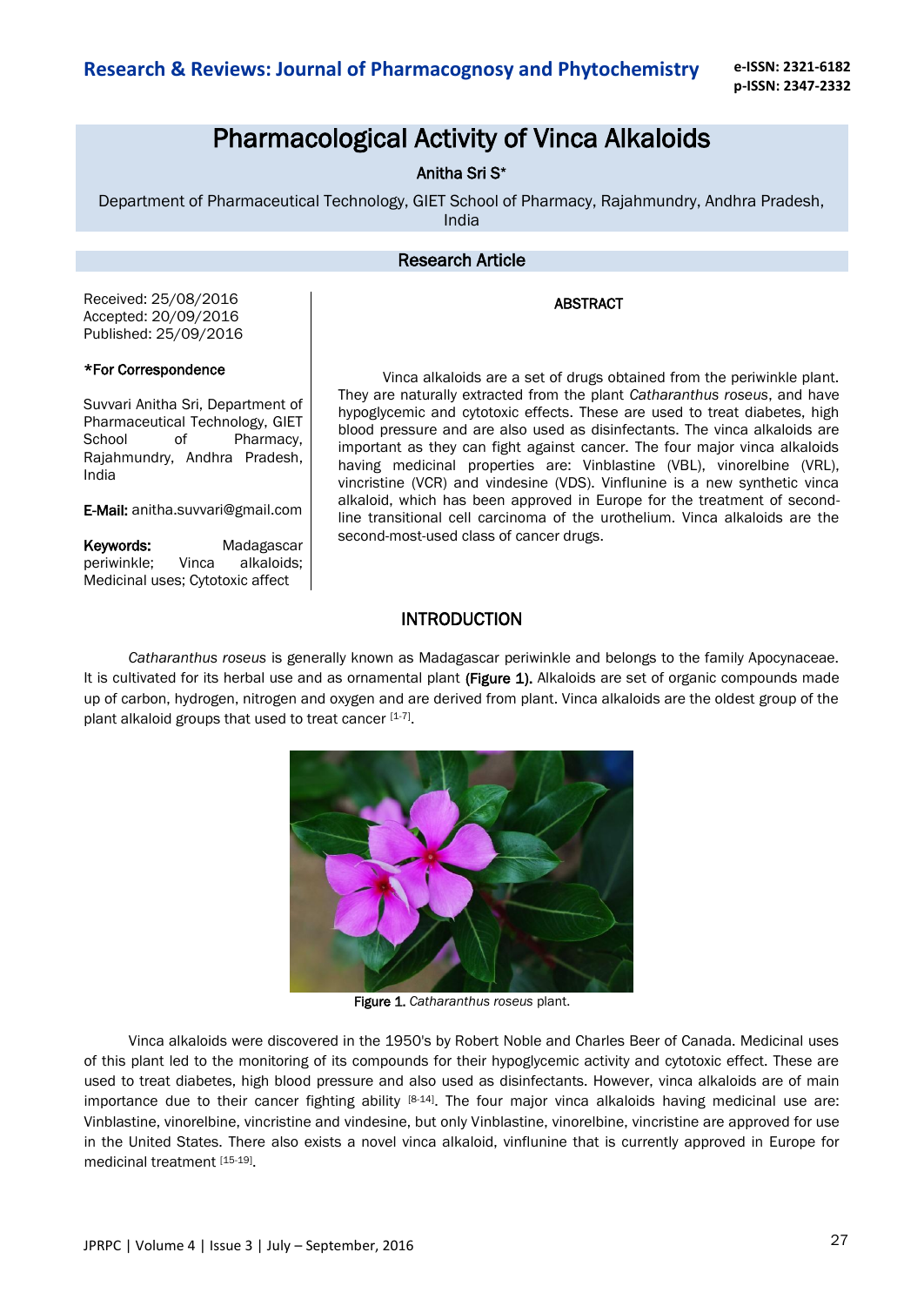# Pharmacological Activity of Vinca Alkaloids

Anitha Sri S*

Department of Pharmaceutical Technology, GIET School of Pharmacy, Rajahmundry, Andhra Pradesh, India

## Research Article

Received: 25/08/2016
Accepted: 20/09/2016
Published: 25/09/2016

**\*For Correspondence**

Suvvari Anitha Sri, Department of Pharmaceutical Technology, GIET School of Pharmacy, Rajahmundry, Andhra Pradesh, India

**E-Mail:** anitha.suvvari@gmail.com

**Keywords:** Madagascar periwinkle; Vinca alkaloids; Medicinal uses; Cytotoxic affect

## ABSTRACT

Vinca alkaloids are a set of drugs obtained from the periwinkle plant. They are naturally extracted from the plant *Catharanthus roseus*, and have hypoglycemic and cytotoxic effects. These are used to treat diabetes, high blood pressure and are also used as disinfectants. The vinca alkaloids are important as they can fight against cancer. The four major vinca alkaloids having medicinal properties are: Vinblastine (VBL), vinorelbine (VRL), vincristine (VCR) and vindesine (VDS). Vinflunine is a new synthetic vinca alkaloid, which has been approved in Europe for the treatment of second-line transitional cell carcinoma of the urothelium. Vinca alkaloids are the second-most-used class of cancer drugs.

## INTRODUCTION

*Catharanthus roseus* is generally known as Madagascar periwinkle and belongs to the family Apocynaceae. It is cultivated for its herbal use and as ornamental plant **(Figure 1).** Alkaloids are set of organic compounds made up of carbon, hydrogen, nitrogen and oxygen and are derived from plant. Vinca alkaloids are the oldest group of the plant alkaloid groups that used to treat cancer [1-7].

**Figure 1.** *Catharanthus roseus* plant.

Vinca alkaloids were discovered in the 1950's by Robert Noble and Charles Beer of Canada. Medicinal uses of this plant led to the monitoring of its compounds for their hypoglycemic activity and cytotoxic effect. These are used to treat diabetes, high blood pressure and also used as disinfectants. However, vinca alkaloids are of main importance due to their cancer fighting ability [8-14]. The four major vinca alkaloids having medicinal use are: Vinblastine, vinorelbine, vincristine and vindesine, but only Vinblastine, vinorelbine, vincristine are approved for use in the United States. There also exists a novel vinca alkaloid, vinflunine that is currently approved in Europe for medicinal treatment [15-19].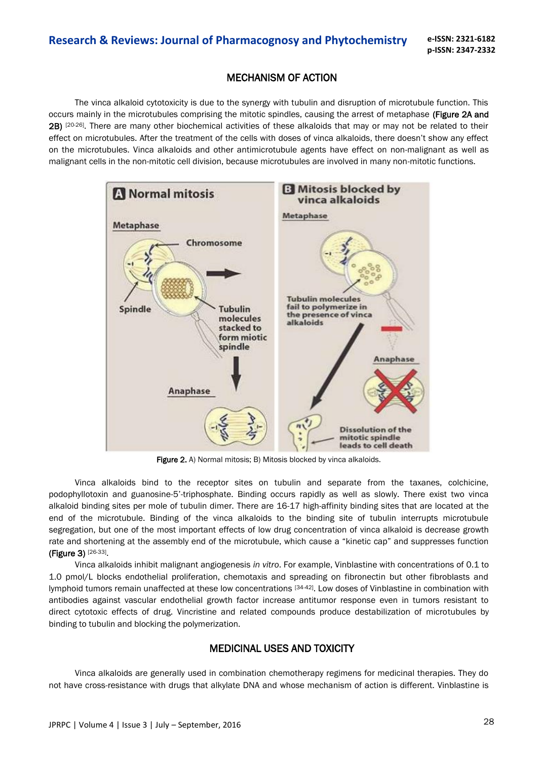## MECHANISM OF ACTION

The vinca alkaloid cytotoxicity is due to the synergy with tubulin and disruption of microtubule function. This occurs mainly in the microtubules comprising the mitotic spindles, causing the arrest of metaphase (Figure 2A and 2B) [20-26]. There are many other biochemical activities of these alkaloids that may or may not be related to their effect on microtubules. After the treatment of the cells with doses of vinca alkaloids, there doesn't show any effect on the microtubules. Vinca alkaloids and other antimicrotubule agents have effect on non-malignant as well as malignant cells in the non-mitotic cell division, because microtubules are involved in many non-mitotic functions.

**Figure 2.** A) Normal mitosis; B) Mitosis blocked by vinca alkaloids.

Vinca alkaloids bind to the receptor sites on tubulin and separate from the taxanes, colchicine, podophyllotoxin and guanosine-5'-triphosphate. Binding occurs rapidly as well as slowly. There exist two vinca alkaloid binding sites per mole of tubulin dimer. There are 16-17 high-affinity binding sites that are located at the end of the microtubule. Binding of the vinca alkaloids to the binding site of tubulin interrupts microtubule segregation, but one of the most important effects of low drug concentration of vinca alkaloid is decrease growth rate and shortening at the assembly end of the microtubule, which cause a "kinetic cap" and suppresses function (Figure 3) [26-33].

Vinca alkaloids inhibit malignant angiogenesis *in vitro*. For example, Vinblastine with concentrations of 0.1 to 1.0 pmol/L blocks endothelial proliferation, chemotaxis and spreading on fibronectin but other fibroblasts and lymphoid tumors remain unaffected at these low concentrations [34-42]. Low doses of Vinblastine in combination with antibodies against vascular endothelial growth factor increase antitumor response even in tumors resistant to direct cytotoxic effects of drug. Vincristine and related compounds produce destabilization of microtubules by binding to tubulin and blocking the polymerization.

## MEDICINAL USES AND TOXICITY

Vinca alkaloids are generally used in combination chemotherapy regimens for medicinal therapies. They do not have cross-resistance with drugs that alkylate DNA and whose mechanism of action is different. Vinblastine is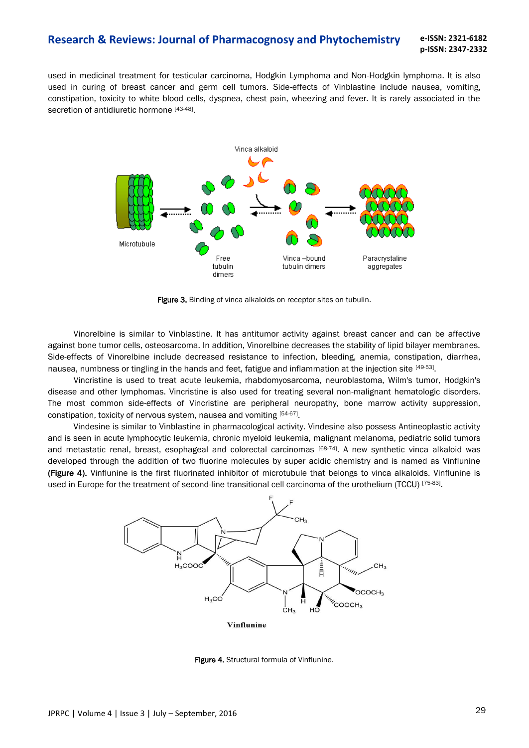used in medicinal treatment for testicular carcinoma, Hodgkin Lymphoma and Non-Hodgkin lymphoma. It is also used in curing of breast cancer and germ cell tumors. Side-effects of Vinblastine include nausea, vomiting, constipation, toxicity to white blood cells, dyspnea, chest pain, wheezing and fever. It is rarely associated in the secretion of antidiuretic hormone [43-48].

**Figure 3.** Binding of vinca alkaloids on receptor sites on tubulin.

Vinorelbine is similar to Vinblastine. It has antitumor activity against breast cancer and can be affective against bone tumor cells, osteosarcoma. In addition, Vinorelbine decreases the stability of lipid bilayer membranes. Side-effects of Vinorelbine include decreased resistance to infection, bleeding, anemia, constipation, diarrhea, nausea, numbness or tingling in the hands and feet, fatigue and inflammation at the injection site [49-53].

Vincristine is used to treat acute leukemia, rhabdomyosarcoma, neuroblastoma, Wilm's tumor, Hodgkin's disease and other lymphomas. Vincristine is also used for treating several non-malignant hematologic disorders. The most common side-effects of Vincristine are peripheral neuropathy, bone marrow activity suppression, constipation, toxicity of nervous system, nausea and vomiting [54-67].

Vindesine is similar to Vinblastine in pharmacological activity. Vindesine also possess Antineoplastic activity and is seen in acute lymphocytic leukemia, chronic myeloid leukemia, malignant melanoma, pediatric solid tumors and metastatic renal, breast, esophageal and colorectal carcinomas [68-74]. A new synthetic vinca alkaloid was developed through the addition of two fluorine molecules by super acidic chemistry and is named as Vinflunine **(Figure 4).** Vinflunine is the first fluorinated inhibitor of microtubule that belongs to vinca alkaloids. Vinflunine is used in Europe for the treatment of second-line transitional cell carcinoma of the urothelium (TCCU) [75-83].

**Figure 4.** Structural formula of Vinflunine.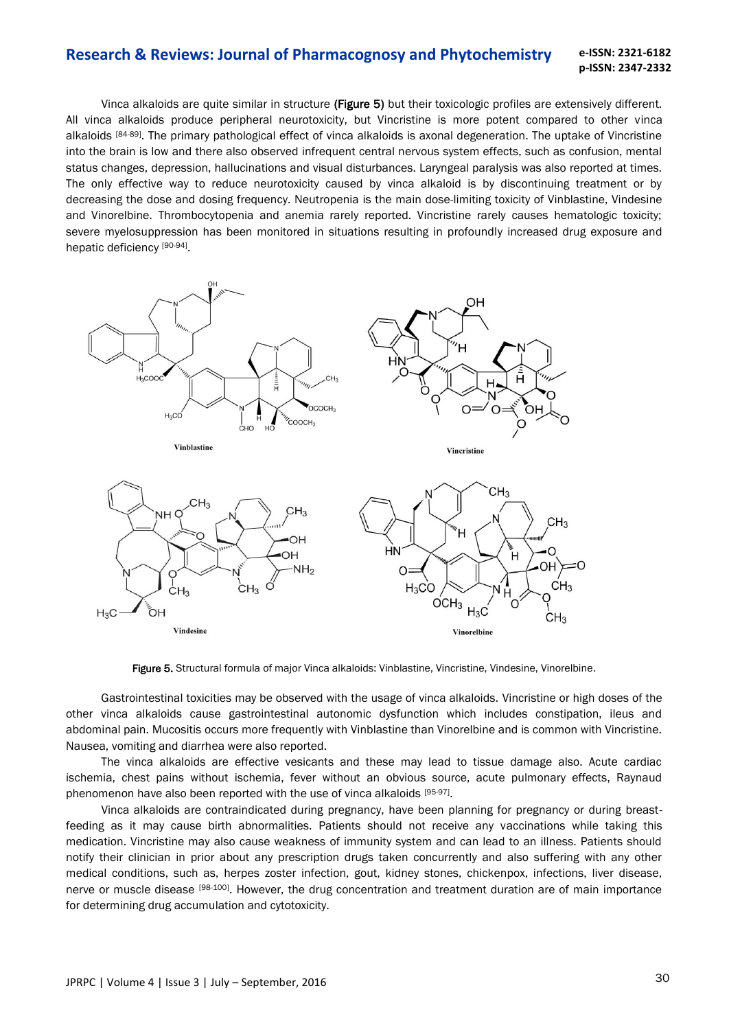Vinca alkaloids are quite similar in structure **(Figure 5)** but their toxicologic profiles are extensively different. All vinca alkaloids produce peripheral neurotoxicity, but Vincristine is more potent compared to other vinca alkaloids [84-89]. The primary pathological effect of vinca alkaloids is axonal degeneration. The uptake of Vincristine into the brain is low and there also observed infrequent central nervous system effects, such as confusion, mental status changes, depression, hallucinations and visual disturbances. Laryngeal paralysis was also reported at times. The only effective way to reduce neurotoxicity caused by vinca alkaloid is by discontinuing treatment or by decreasing the dose and dosing frequency. Neutropenia is the main dose-limiting toxicity of Vinblastine, Vindesine and Vinorelbine. Thrombocytopenia and anemia rarely reported. Vincristine rarely causes hematologic toxicity; severe myelosuppression has been monitored in situations resulting in profoundly increased drug exposure and hepatic deficiency [90-94].

**Figure 5.** Structural formula of major Vinca alkaloids: Vinblastine, Vincristine, Vindesine, Vinorelbine.

Gastrointestinal toxicities may be observed with the usage of vinca alkaloids. Vincristine or high doses of the other vinca alkaloids cause gastrointestinal autonomic dysfunction which includes constipation, ileus and abdominal pain. Mucositis occurs more frequently with Vinblastine than Vinorelbine and is common with Vincristine. Nausea, vomiting and diarrhea were also reported.

The vinca alkaloids are effective vesicants and these may lead to tissue damage also. Acute cardiac ischemia, chest pains without ischemia, fever without an obvious source, acute pulmonary effects, Raynaud phenomenon have also been reported with the use of vinca alkaloids [95-97].

Vinca alkaloids are contraindicated during pregnancy, have been planning for pregnancy or during breast-feeding as it may cause birth abnormalities. Patients should not receive any vaccinations while taking this medication. Vincristine may also cause weakness of immunity system and can lead to an illness. Patients should notify their clinician in prior about any prescription drugs taken concurrently and also suffering with any other medical conditions, such as, herpes zoster infection, gout, kidney stones, chickenpox, infections, liver disease, nerve or muscle disease [98-100]. However, the drug concentration and treatment duration are of main importance for determining drug accumulation and cytotoxicity.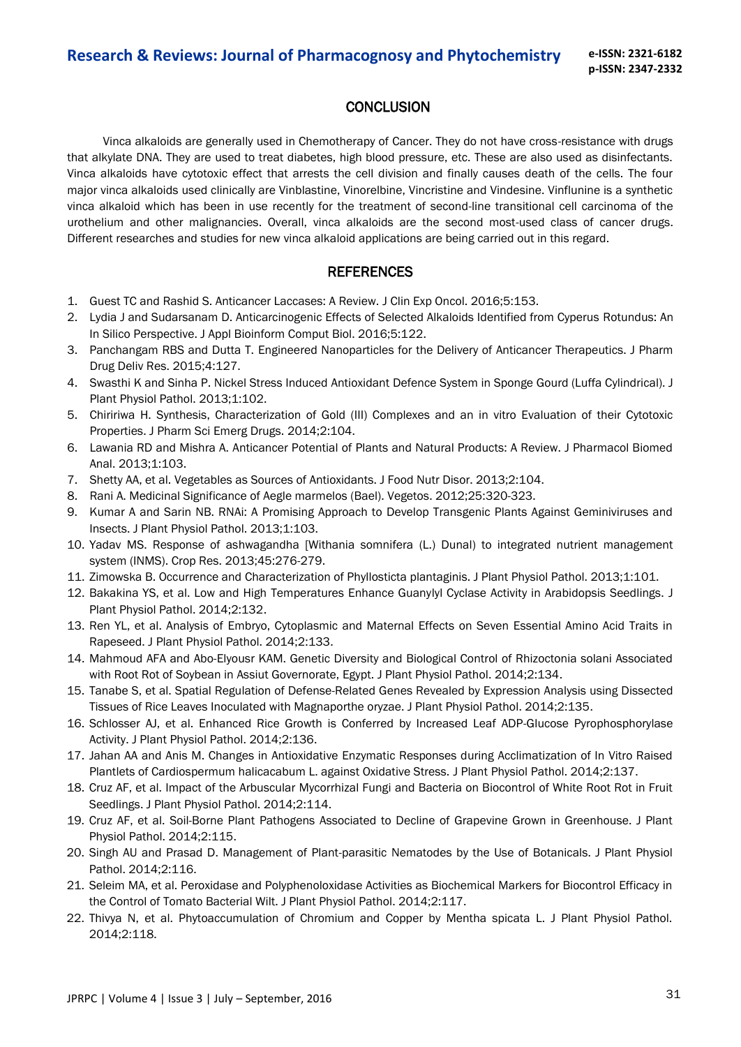## CONCLUSION

Vinca alkaloids are generally used in Chemotherapy of Cancer. They do not have cross-resistance with drugs that alkylate DNA. They are used to treat diabetes, high blood pressure, etc. These are also used as disinfectants. Vinca alkaloids have cytotoxic effect that arrests the cell division and finally causes death of the cells. The four major vinca alkaloids used clinically are Vinblastine, Vinorelbine, Vincristine and Vindesine. Vinflunine is a synthetic vinca alkaloid which has been in use recently for the treatment of second-line transitional cell carcinoma of the urothelium and other malignancies. Overall, vinca alkaloids are the second most-used class of cancer drugs. Different researches and studies for new vinca alkaloid applications are being carried out in this regard.

## REFERENCES

1. Guest TC and Rashid S. Anticancer Laccases: A Review. J Clin Exp Oncol. 2016;5:153.
2. Lydia J and Sudarsanam D. Anticarcinogenic Effects of Selected Alkaloids Identified from Cyperus Rotundus: An In Silico Perspective. J Appl Bioinform Comput Biol. 2016;5:122.
3. Panchangam RBS and Dutta T. Engineered Nanoparticles for the Delivery of Anticancer Therapeutics. J Pharm Drug Deliv Res. 2015;4:127.
4. Swasthi K and Sinha P. Nickel Stress Induced Antioxidant Defence System in Sponge Gourd (Luffa Cylindrical). J Plant Physiol Pathol. 2013;1:102.
5. Chiririwa H. Synthesis, Characterization of Gold (III) Complexes and an in vitro Evaluation of their Cytotoxic Properties. J Pharm Sci Emerg Drugs. 2014;2:104.
6. Lawania RD and Mishra A. Anticancer Potential of Plants and Natural Products: A Review. J Pharmacol Biomed Anal. 2013;1:103.
7. Shetty AA, et al. Vegetables as Sources of Antioxidants. J Food Nutr Disor. 2013;2:104.
8. Rani A. Medicinal Significance of Aegle marmelos (Bael). Vegetos. 2012;25:320-323.
9. Kumar A and Sarin NB. RNAi: A Promising Approach to Develop Transgenic Plants Against Geminiviruses and Insects. J Plant Physiol Pathol. 2013;1:103.
10. Yadav MS. Response of ashwagandha [Withania somnifera (L.) Dunal) to integrated nutrient management system (INMS). Crop Res. 2013;45:276-279.
11. Zimowska B. Occurrence and Characterization of Phyllosticta plantaginis. J Plant Physiol Pathol. 2013;1:101.
12. Bakakina YS, et al. Low and High Temperatures Enhance Guanylyl Cyclase Activity in Arabidopsis Seedlings. J Plant Physiol Pathol. 2014;2:132.
13. Ren YL, et al. Analysis of Embryo, Cytoplasmic and Maternal Effects on Seven Essential Amino Acid Traits in Rapeseed. J Plant Physiol Pathol. 2014;2:133.
14. Mahmoud AFA and Abo-Elyousr KAM. Genetic Diversity and Biological Control of Rhizoctonia solani Associated with Root Rot of Soybean in Assiut Governorate, Egypt. J Plant Physiol Pathol. 2014;2:134.
15. Tanabe S, et al. Spatial Regulation of Defense-Related Genes Revealed by Expression Analysis using Dissected Tissues of Rice Leaves Inoculated with Magnaporthe oryzae. J Plant Physiol Pathol. 2014;2:135.
16. Schlosser AJ, et al. Enhanced Rice Growth is Conferred by Increased Leaf ADP-Glucose Pyrophosphorylase Activity. J Plant Physiol Pathol. 2014;2:136.
17. Jahan AA and Anis M. Changes in Antioxidative Enzymatic Responses during Acclimatization of In Vitro Raised Plantlets of Cardiospermum halicacabum L. against Oxidative Stress. J Plant Physiol Pathol. 2014;2:137.
18. Cruz AF, et al. Impact of the Arbuscular Mycorrhizal Fungi and Bacteria on Biocontrol of White Root Rot in Fruit Seedlings. J Plant Physiol Pathol. 2014;2:114.
19. Cruz AF, et al. Soil-Borne Plant Pathogens Associated to Decline of Grapevine Grown in Greenhouse. J Plant Physiol Pathol. 2014;2:115.
20. Singh AU and Prasad D. Management of Plant-parasitic Nematodes by the Use of Botanicals. J Plant Physiol Pathol. 2014;2:116.
21. Seleim MA, et al. Peroxidase and Polyphenoloxidase Activities as Biochemical Markers for Biocontrol Efficacy in the Control of Tomato Bacterial Wilt. J Plant Physiol Pathol. 2014;2:117.
22. Thivya N, et al. Phytoaccumulation of Chromium and Copper by Mentha spicata L. J Plant Physiol Pathol. 2014;2:118.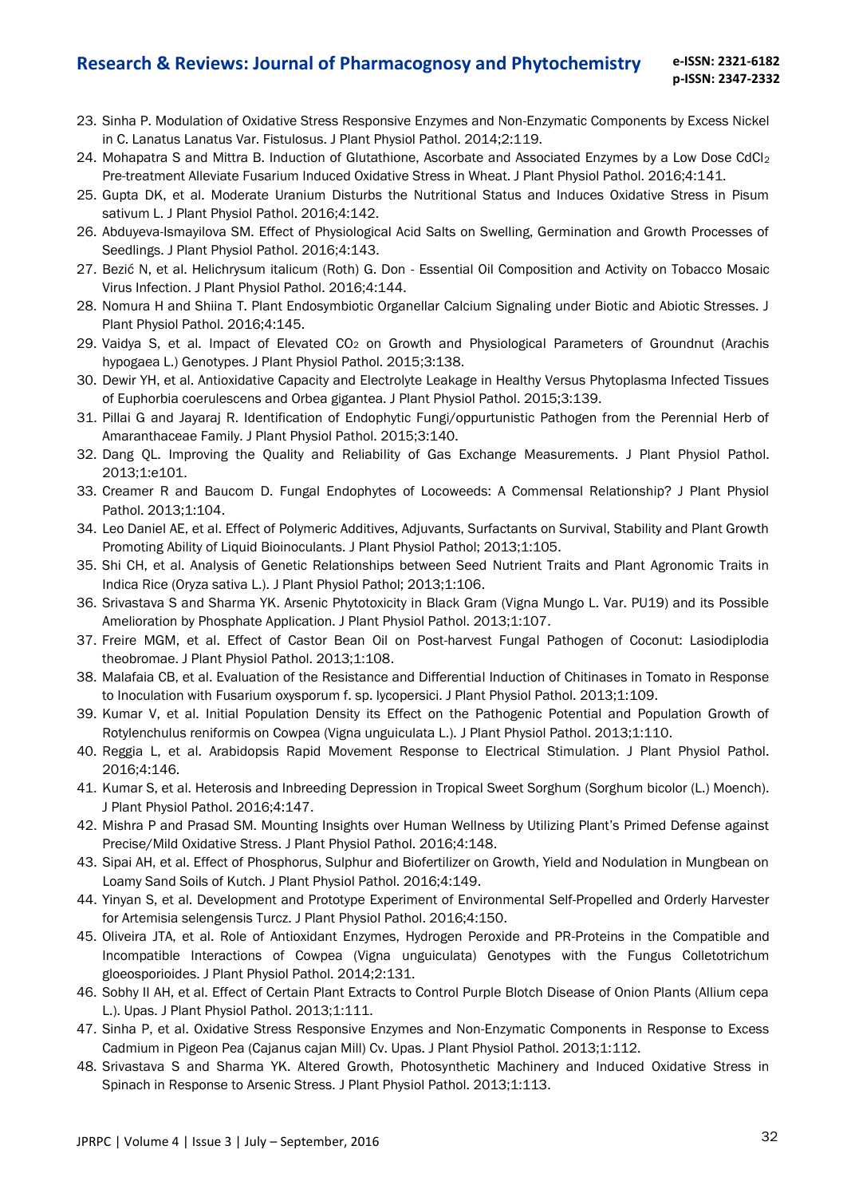23. Sinha P. Modulation of Oxidative Stress Responsive Enzymes and Non-Enzymatic Components by Excess Nickel in C. Lanatus Lanatus Var. Fistulosus. J Plant Physiol Pathol. 2014;2:119.
24. Mohapatra S and Mittra B. Induction of Glutathione, Ascorbate and Associated Enzymes by a Low Dose $CdCl_2$ Pre-treatment Alleviate Fusarium Induced Oxidative Stress in Wheat. J Plant Physiol Pathol. 2016;4:141.
25. Gupta DK, et al. Moderate Uranium Disturbs the Nutritional Status and Induces Oxidative Stress in Pisum sativum L. J Plant Physiol Pathol. 2016;4:142.
26. Abduyeva-Ismayilova SM. Effect of Physiological Acid Salts on Swelling, Germination and Growth Processes of Seedlings. J Plant Physiol Pathol. 2016;4:143.
27. Bezić N, et al. Helichrysum italicum (Roth) G. Don - Essential Oil Composition and Activity on Tobacco Mosaic Virus Infection. J Plant Physiol Pathol. 2016;4:144.
28. Nomura H and Shiina T. Plant Endosymbiotic Organellar Calcium Signaling under Biotic and Abiotic Stresses. J Plant Physiol Pathol. 2016;4:145.
29. Vaidya S, et al. Impact of Elevated $CO_2$ on Growth and Physiological Parameters of Groundnut (Arachis hypogaea L.) Genotypes. J Plant Physiol Pathol. 2015;3:138.
30. Dewir YH, et al. Antioxidative Capacity and Electrolyte Leakage in Healthy Versus Phytoplasma Infected Tissues of Euphorbia coerulescens and Orbea gigantea. J Plant Physiol Pathol. 2015;3:139.
31. Pillai G and Jayaraj R. Identification of Endophytic Fungi/oppurtunistic Pathogen from the Perennial Herb of Amaranthaceae Family. J Plant Physiol Pathol. 2015;3:140.
32. Dang QL. Improving the Quality and Reliability of Gas Exchange Measurements. J Plant Physiol Pathol. 2013;1:e101.
33. Creamer R and Baucom D. Fungal Endophytes of Locoweeds: A Commensal Relationship? J Plant Physiol Pathol. 2013;1:104.
34. Leo Daniel AE, et al. Effect of Polymeric Additives, Adjuvants, Surfactants on Survival, Stability and Plant Growth Promoting Ability of Liquid Bioinoculants. J Plant Physiol Pathol; 2013;1:105.
35. Shi CH, et al. Analysis of Genetic Relationships between Seed Nutrient Traits and Plant Agronomic Traits in Indica Rice (Oryza sativa L.). J Plant Physiol Pathol; 2013;1:106.
36. Srivastava S and Sharma YK. Arsenic Phytotoxicity in Black Gram (Vigna Mungo L. Var. PU19) and its Possible Amelioration by Phosphate Application. J Plant Physiol Pathol. 2013;1:107.
37. Freire MGM, et al. Effect of Castor Bean Oil on Post-harvest Fungal Pathogen of Coconut: Lasiodiplodia theobromae. J Plant Physiol Pathol. 2013;1:108.
38. Malafaia CB, et al. Evaluation of the Resistance and Differential Induction of Chitinases in Tomato in Response to Inoculation with Fusarium oxysporum f. sp. lycopersici. J Plant Physiol Pathol. 2013;1:109.
39. Kumar V, et al. Initial Population Density its Effect on the Pathogenic Potential and Population Growth of Rotylenchulus reniformis on Cowpea (Vigna unguiculata L.). J Plant Physiol Pathol. 2013;1:110.
40. Reggia L, et al. Arabidopsis Rapid Movement Response to Electrical Stimulation. J Plant Physiol Pathol. 2016;4:146.
41. Kumar S, et al. Heterosis and Inbreeding Depression in Tropical Sweet Sorghum (Sorghum bicolor (L.) Moench). J Plant Physiol Pathol. 2016;4:147.
42. Mishra P and Prasad SM. Mounting Insights over Human Wellness by Utilizing Plant's Primed Defense against Precise/Mild Oxidative Stress. J Plant Physiol Pathol. 2016;4:148.
43. Sipai AH, et al. Effect of Phosphorus, Sulphur and Biofertilizer on Growth, Yield and Nodulation in Mungbean on Loamy Sand Soils of Kutch. J Plant Physiol Pathol. 2016;4:149.
44. Yinyan S, et al. Development and Prototype Experiment of Environmental Self-Propelled and Orderly Harvester for Artemisia selengensis Turcz. J Plant Physiol Pathol. 2016;4:150.
45. Oliveira JTA, et al. Role of Antioxidant Enzymes, Hydrogen Peroxide and PR-Proteins in the Compatible and Incompatible Interactions of Cowpea (Vigna unguiculata) Genotypes with the Fungus Colletotrichum gloeosporioides. J Plant Physiol Pathol. 2014;2:131.
46. Sobhy II AH, et al. Effect of Certain Plant Extracts to Control Purple Blotch Disease of Onion Plants (Allium cepa L.). Upas. J Plant Physiol Pathol. 2013;1:111.
47. Sinha P, et al. Oxidative Stress Responsive Enzymes and Non-Enzymatic Components in Response to Excess Cadmium in Pigeon Pea (Cajanus cajan Mill) Cv. Upas. J Plant Physiol Pathol. 2013;1:112.
48. Srivastava S and Sharma YK. Altered Growth, Photosynthetic Machinery and Induced Oxidative Stress in Spinach in Response to Arsenic Stress. J Plant Physiol Pathol. 2013;1:113.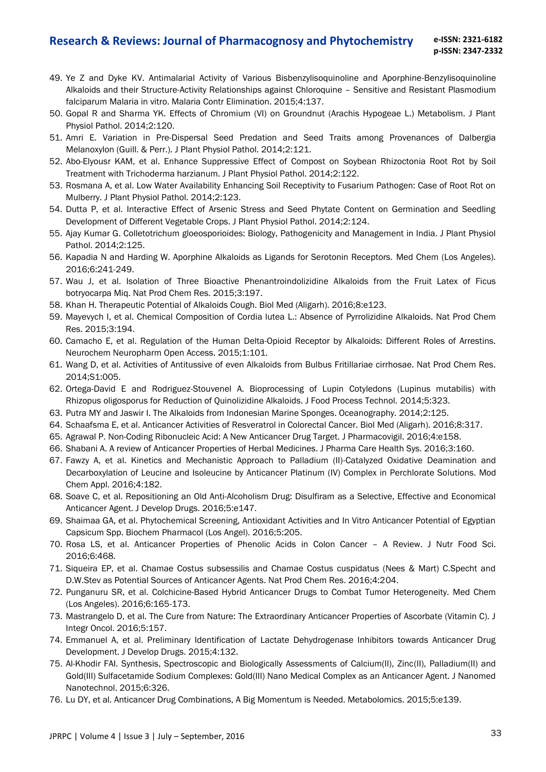49. Ye Z and Dyke KV. Antimalarial Activity of Various Bisbenzylisoquinoline and Aporphine-Benzylisoquinoline Alkaloids and their Structure-Activity Relationships against Chloroquine – Sensitive and Resistant Plasmodium falciparum Malaria in vitro. Malaria Contr Elimination. 2015;4:137.
50. Gopal R and Sharma YK. Effects of Chromium (VI) on Groundnut (Arachis Hypogeae L.) Metabolism. J Plant Physiol Pathol. 2014;2:120.
51. Amri E. Variation in Pre-Dispersal Seed Predation and Seed Traits among Provenances of Dalbergia Melanoxylon (Guill. & Perr.). J Plant Physiol Pathol. 2014;2:121.
52. Abo-Elyousr KAM, et al. Enhance Suppressive Effect of Compost on Soybean Rhizoctonia Root Rot by Soil Treatment with Trichoderma harzianum. J Plant Physiol Pathol. 2014;2:122.
53. Rosmana A, et al. Low Water Availability Enhancing Soil Receptivity to Fusarium Pathogen: Case of Root Rot on Mulberry. J Plant Physiol Pathol. 2014;2:123.
54. Dutta P, et al. Interactive Effect of Arsenic Stress and Seed Phytate Content on Germination and Seedling Development of Different Vegetable Crops. J Plant Physiol Pathol. 2014;2:124.
55. Ajay Kumar G. Colletotrichum gloeosporioides: Biology, Pathogenicity and Management in India. J Plant Physiol Pathol. 2014;2:125.
56. Kapadia N and Harding W. Aporphine Alkaloids as Ligands for Serotonin Receptors. Med Chem (Los Angeles). 2016;6:241-249.
57. Wau J, et al. Isolation of Three Bioactive Phenantroindolizidine Alkaloids from the Fruit Latex of Ficus botryocarpa Miq. Nat Prod Chem Res. 2015;3:197.
58. Khan H. Therapeutic Potential of Alkaloids Cough. Biol Med (Aligarh). 2016;8:e123.
59. Mayevych I, et al. Chemical Composition of Cordia lutea L.: Absence of Pyrrolizidine Alkaloids. Nat Prod Chem Res. 2015;3:194.
60. Camacho E, et al. Regulation of the Human Delta-Opioid Receptor by Alkaloids: Different Roles of Arrestins. Neurochem Neuropharm Open Access. 2015;1:101.
61. Wang D, et al. Activities of Antitussive of even Alkaloids from Bulbus Fritillariae cirrhosae. Nat Prod Chem Res. 2014;S1:005.
62. Ortega-David E and Rodriguez-Stouvenel A. Bioprocessing of Lupin Cotyledons (Lupinus mutabilis) with Rhizopus oligosporus for Reduction of Quinolizidine Alkaloids. J Food Process Technol. 2014;5:323.
63. Putra MY and Jaswir I. The Alkaloids from Indonesian Marine Sponges. Oceanography. 2014;2:125.
64. Schaafsma E, et al. Anticancer Activities of Resveratrol in Colorectal Cancer. Biol Med (Aligarh). 2016;8:317.
65. Agrawal P. Non-Coding Ribonucleic Acid: A New Anticancer Drug Target. J Pharmacovigil. 2016;4:e158.
66. Shabani A. A review of Anticancer Properties of Herbal Medicines. J Pharma Care Health Sys. 2016;3:160.
67. Fawzy A, et al. Kinetics and Mechanistic Approach to Palladium (II)-Catalyzed Oxidative Deamination and Decarboxylation of Leucine and Isoleucine by Anticancer Platinum (IV) Complex in Perchlorate Solutions. Mod Chem Appl. 2016;4:182.
68. Soave C, et al. Repositioning an Old Anti-Alcoholism Drug: Disulfiram as a Selective, Effective and Economical Anticancer Agent. J Develop Drugs. 2016;5:e147.
69. Shaimaa GA, et al. Phytochemical Screening, Antioxidant Activities and In Vitro Anticancer Potential of Egyptian Capsicum Spp. Biochem Pharmacol (Los Angel). 2016;5:205.
70. Rosa LS, et al. Anticancer Properties of Phenolic Acids in Colon Cancer – A Review. J Nutr Food Sci. 2016;6:468.
71. Siqueira EP, et al. Chamae Costus subsessilis and Chamae Costus cuspidatus (Nees & Mart) C.Specht and D.W.Stev as Potential Sources of Anticancer Agents. Nat Prod Chem Res. 2016;4:204.
72. Punganuru SR, et al. Colchicine-Based Hybrid Anticancer Drugs to Combat Tumor Heterogeneity. Med Chem (Los Angeles). 2016;6:165-173.
73. Mastrangelo D, et al. The Cure from Nature: The Extraordinary Anticancer Properties of Ascorbate (Vitamin C). J Integr Oncol. 2016;5:157.
74. Emmanuel A, et al. Preliminary Identification of Lactate Dehydrogenase Inhibitors towards Anticancer Drug Development. J Develop Drugs. 2015;4:132.
75. Al-Khodir FAI. Synthesis, Spectroscopic and Biologically Assessments of Calcium(II), Zinc(II), Palladium(II) and Gold(III) Sulfacetamide Sodium Complexes: Gold(III) Nano Medical Complex as an Anticancer Agent. J Nanomed Nanotechnol. 2015;6:326.
76. Lu DY, et al. Anticancer Drug Combinations, A Big Momentum is Needed. Metabolomics. 2015;5:e139.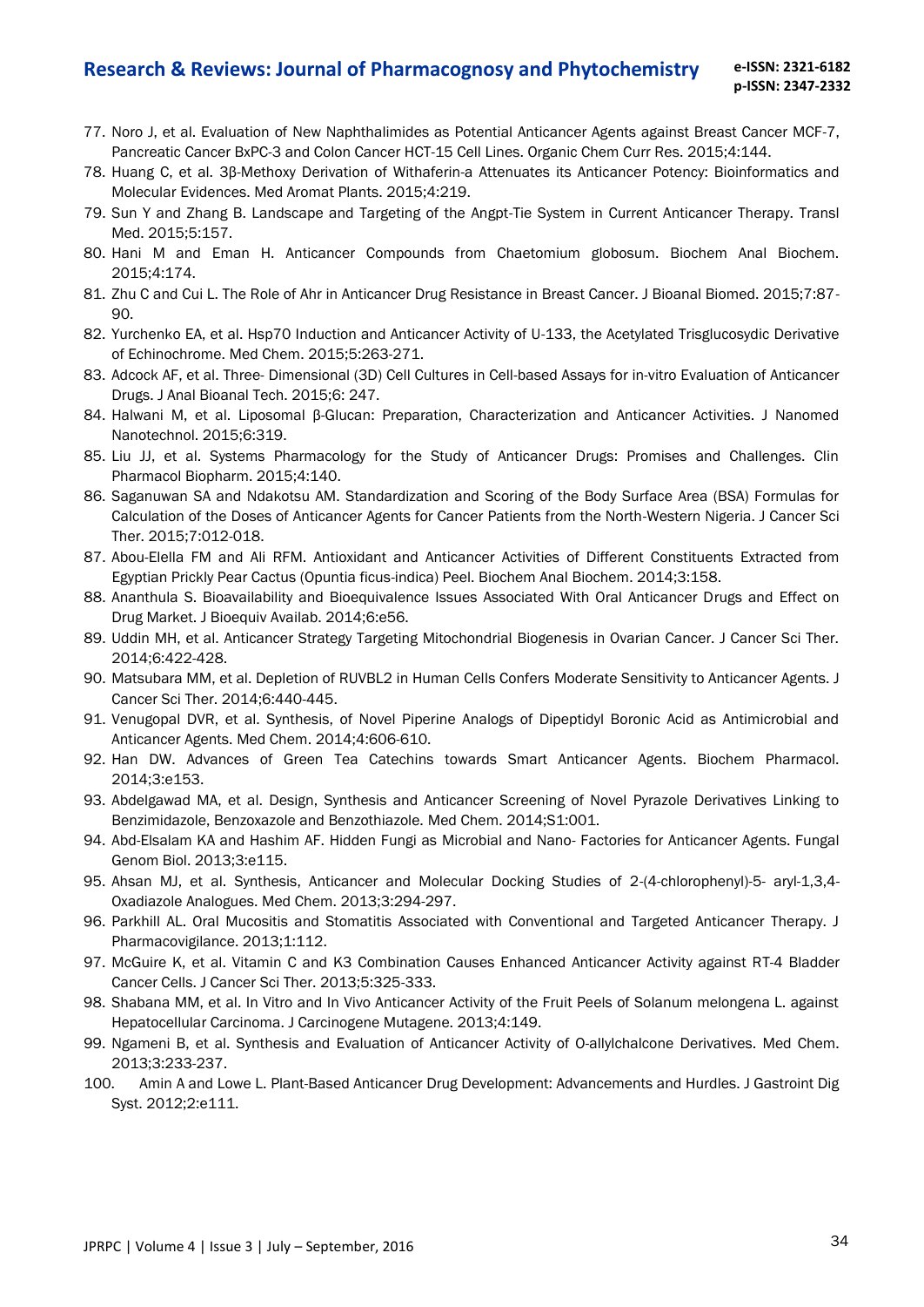77. Noro J, et al. Evaluation of New Naphthalimides as Potential Anticancer Agents against Breast Cancer MCF-7, Pancreatic Cancer BxPC-3 and Colon Cancer HCT-15 Cell Lines. Organic Chem Curr Res. 2015;4:144.
78. Huang C, et al. 3β-Methoxy Derivation of Withaferin-a Attenuates its Anticancer Potency: Bioinformatics and Molecular Evidences. Med Aromat Plants. 2015;4:219.
79. Sun Y and Zhang B. Landscape and Targeting of the Angpt-Tie System in Current Anticancer Therapy. Transl Med. 2015;5:157.
80. Hani M and Eman H. Anticancer Compounds from Chaetomium globosum. Biochem Anal Biochem. 2015;4:174.
81. Zhu C and Cui L. The Role of Ahr in Anticancer Drug Resistance in Breast Cancer. J Bioanal Biomed. 2015;7:87-90.
82. Yurchenko EA, et al. Hsp70 Induction and Anticancer Activity of U-133, the Acetylated Trisglucosydic Derivative of Echinochrome. Med Chem. 2015;5:263-271.
83. Adcock AF, et al. Three- Dimensional (3D) Cell Cultures in Cell-based Assays for in-vitro Evaluation of Anticancer Drugs. J Anal Bioanal Tech. 2015;6: 247.
84. Halwani M, et al. Liposomal β-Glucan: Preparation, Characterization and Anticancer Activities. J Nanomed Nanotechnol. 2015;6:319.
85. Liu JJ, et al. Systems Pharmacology for the Study of Anticancer Drugs: Promises and Challenges. Clin Pharmacol Biopharm. 2015;4:140.
86. Saganuwan SA and Ndakotsu AM. Standardization and Scoring of the Body Surface Area (BSA) Formulas for Calculation of the Doses of Anticancer Agents for Cancer Patients from the North-Western Nigeria. J Cancer Sci Ther. 2015;7:012-018.
87. Abou-Elella FM and Ali RFM. Antioxidant and Anticancer Activities of Different Constituents Extracted from Egyptian Prickly Pear Cactus (Opuntia ficus-indica) Peel. Biochem Anal Biochem. 2014;3:158.
88. Ananthula S. Bioavailability and Bioequivalence Issues Associated With Oral Anticancer Drugs and Effect on Drug Market. J Bioequiv Availab. 2014;6:e56.
89. Uddin MH, et al. Anticancer Strategy Targeting Mitochondrial Biogenesis in Ovarian Cancer. J Cancer Sci Ther. 2014;6:422-428.
90. Matsubara MM, et al. Depletion of RUVBL2 in Human Cells Confers Moderate Sensitivity to Anticancer Agents. J Cancer Sci Ther. 2014;6:440-445.
91. Venugopal DVR, et al. Synthesis, of Novel Piperine Analogs of Dipeptidyl Boronic Acid as Antimicrobial and Anticancer Agents. Med Chem. 2014;4:606-610.
92. Han DW. Advances of Green Tea Catechins towards Smart Anticancer Agents. Biochem Pharmacol. 2014;3:e153.
93. Abdelgawad MA, et al. Design, Synthesis and Anticancer Screening of Novel Pyrazole Derivatives Linking to Benzimidazole, Benzoxazole and Benzothiazole. Med Chem. 2014;S1:001.
94. Abd-Elsalam KA and Hashim AF. Hidden Fungi as Microbial and Nano- Factories for Anticancer Agents. Fungal Genom Biol. 2013;3:e115.
95. Ahsan MJ, et al. Synthesis, Anticancer and Molecular Docking Studies of 2-(4-chlorophenyl)-5- aryl-1,3,4-Oxadiazole Analogues. Med Chem. 2013;3:294-297.
96. Parkhill AL. Oral Mucositis and Stomatitis Associated with Conventional and Targeted Anticancer Therapy. J Pharmacovigilance. 2013;1:112.
97. McGuire K, et al. Vitamin C and K3 Combination Causes Enhanced Anticancer Activity against RT-4 Bladder Cancer Cells. J Cancer Sci Ther. 2013;5:325-333.
98. Shabana MM, et al. In Vitro and In Vivo Anticancer Activity of the Fruit Peels of Solanum melongena L. against Hepatocellular Carcinoma. J Carcinogene Mutagene. 2013;4:149.
99. Ngameni B, et al. Synthesis and Evaluation of Anticancer Activity of O-allylchalcone Derivatives. Med Chem. 2013;3:233-237.
100. Amin A and Lowe L. Plant-Based Anticancer Drug Development: Advancements and Hurdles. J Gastroint Dig Syst. 2012;2:e111.